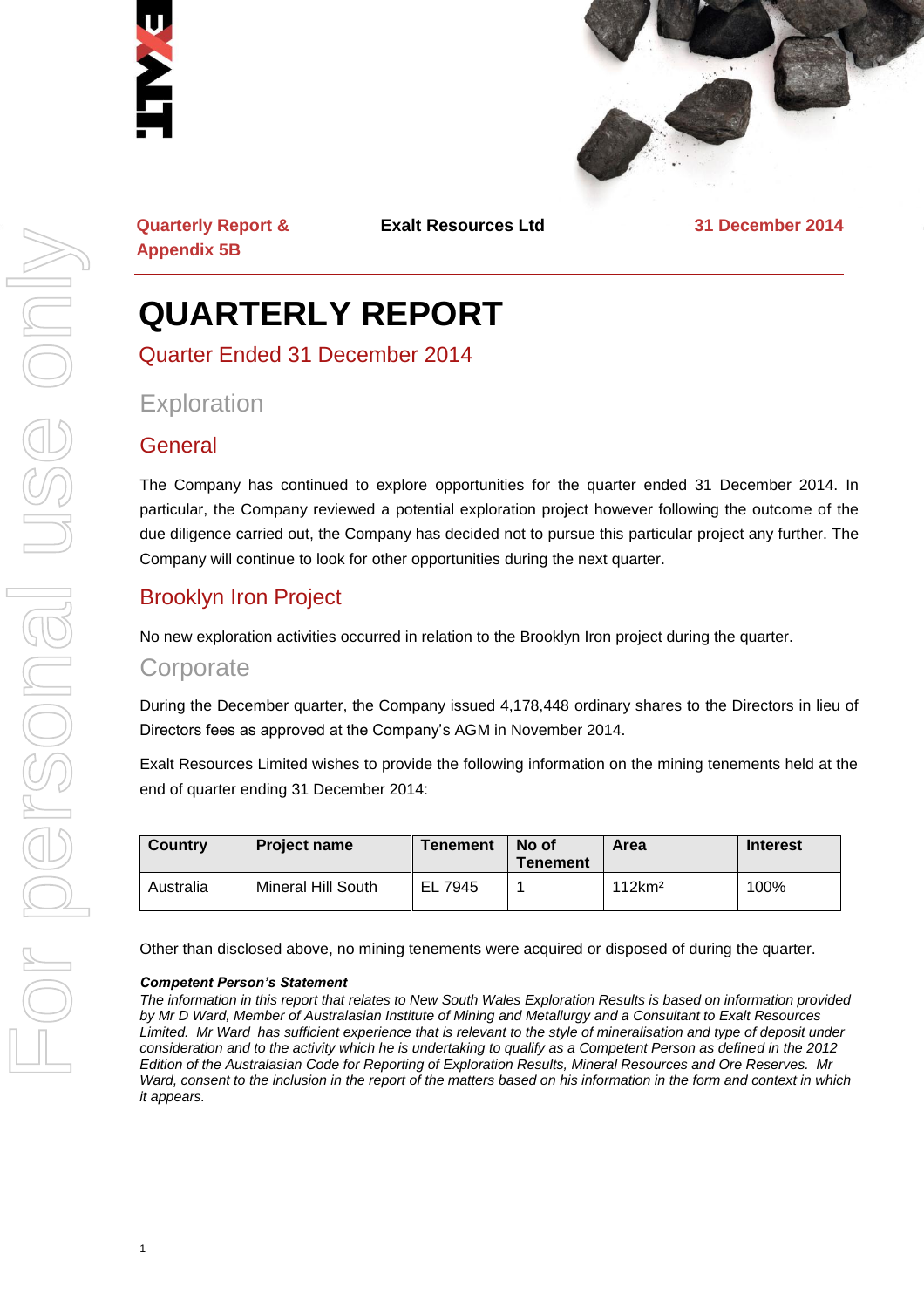Quarterly Report & Appendix 5B | Exalt Resources Ltd | 31 December 2014

# QUARTERLY REPORT

## Quarter Ended 31 December 2014

## Exploration

### General

The Company has continued to explore opportunities for the quarter ended 31 December 2014. In particular, the Company reviewed a potential exploration project however following the outcome of the due diligence carried out, the Company has decided not to pursue this particular project any further. The Company will continue to look for other opportunities during the next quarter.

### Brooklyn Iron Project

No new exploration activities occurred in relation to the Brooklyn Iron project during the quarter.

## Corporate

During the December quarter, the Company issued 4,178,448 ordinary shares to the Directors in lieu of Directors fees as approved at the Company's AGM in November 2014.

Exalt Resources Limited wishes to provide the following information on the mining tenements held at the end of quarter ending 31 December 2014:

| Country | Project name | Tenement | No of Tenement | Area | Interest |
|---|---|---|---|---|---|
| Australia | Mineral Hill South | EL 7945 | 1 | 112km² | 100% |

Other than disclosed above, no mining tenements were acquired or disposed of during the quarter.

***Competent Person's Statement***

*The information in this report that relates to New South Wales Exploration Results is based on information provided by Mr D Ward, Member of Australasian Institute of Mining and Metallurgy and a Consultant to Exalt Resources Limited. Mr Ward has sufficient experience that is relevant to the style of mineralisation and type of deposit under consideration and to the activity which he is undertaking to qualify as a Competent Person as defined in the 2012 Edition of the Australasian Code for Reporting of Exploration Results, Mineral Resources and Ore Reserves. Mr Ward, consent to the inclusion in the report of the matters based on his information in the form and context in which it appears.*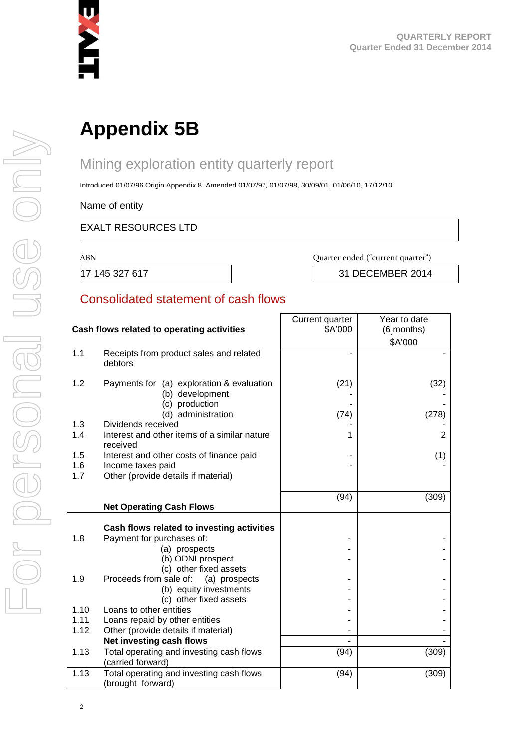# Appendix 5B

## Mining exploration entity quarterly report

Introduced 01/07/96 Origin Appendix 8 Amended 01/07/97, 01/07/98, 30/09/01, 01/06/10, 17/12/10

Name of entity

| EXALT RESOURCES LTD |
|---|

| ABN | Quarter ended ("current quarter") |
|---|---|
| 17 145 327 617 | 31 DECEMBER 2014 |

## Consolidated statement of cash flows

| | Cash flows related to operating activities | Current quarter $A'000 | Year to date (6 months) $A'000 |
|---|---|---|---|
| 1.1 | Receipts from product sales and related debtors | - | - |
| 1.2 | Payments for (a) exploration & evaluation | (21) | (32) |
| | (b) development | - | - |
| | (c) production | - | - |
| | (d) administration | (74) | (278) |
| 1.3 | Dividends received | - | - |
| 1.4 | Interest and other items of a similar nature received | 1 | 2 |
| 1.5 | Interest and other costs of finance paid | - | (1) |
| 1.6 | Income taxes paid | - | - |
| 1.7 | Other (provide details if material) | | |
| | **Net Operating Cash Flows** | (94) | (309) |
| | **Cash flows related to investing activities** | | |
| 1.8 | Payment for purchases of: (a) prospects | - | - |
| | (b) ODNI prospect | - | - |
| | (c) other fixed assets | | |
| 1.9 | Proceeds from sale of: (a) prospects | - | - |
| | (b) equity investments | - | - |
| | (c) other fixed assets | - | - |
| 1.10 | Loans to other entities | - | - |
| 1.11 | Loans repaid by other entities | - | - |
| 1.12 | Other (provide details if material) | - | - |
| | **Net investing cash flows** | - | - |
| 1.13 | Total operating and investing cash flows (carried forward) | (94) | (309) |
| 1.13 | Total operating and investing cash flows (brought forward) | (94) | (309) |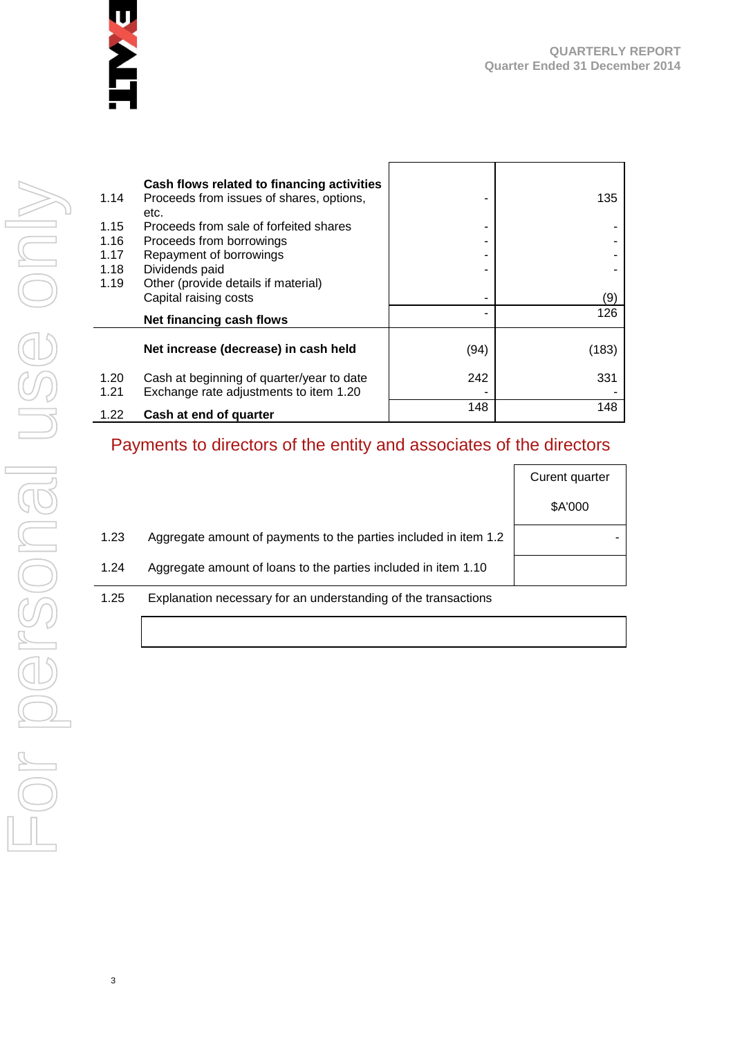| | Cash flows related to financing activities | | |
|---|---|---|---|
| 1.14 | Proceeds from issues of shares, options, etc. | - | 135 |
| 1.15 | Proceeds from sale of forfeited shares | - | - |
| 1.16 | Proceeds from borrowings | - | - |
| 1.17 | Repayment of borrowings | - | - |
| 1.18 | Dividends paid | - | - |
| 1.19 | Other (provide details if material) Capital raising costs | - | (9) |
| | **Net financing cash flows** | - | 126 |
| | **Net increase (decrease) in cash held** | (94) | (183) |
| 1.20 | Cash at beginning of quarter/year to date | 242 | 331 |
| 1.21 | Exchange rate adjustments to item 1.20 | - | - |
| 1.22 | **Cash at end of quarter** | 148 | 148 |

## Payments to directors of the entity and associates of the directors

| | | Curent quarter $A'000 |
|---|---|---|
| 1.23 | Aggregate amount of payments to the parties included in item 1.2 | - |
| 1.24 | Aggregate amount of loans to the parties included in item 1.10 | |

1.25 Explanation necessary for an understanding of the transactions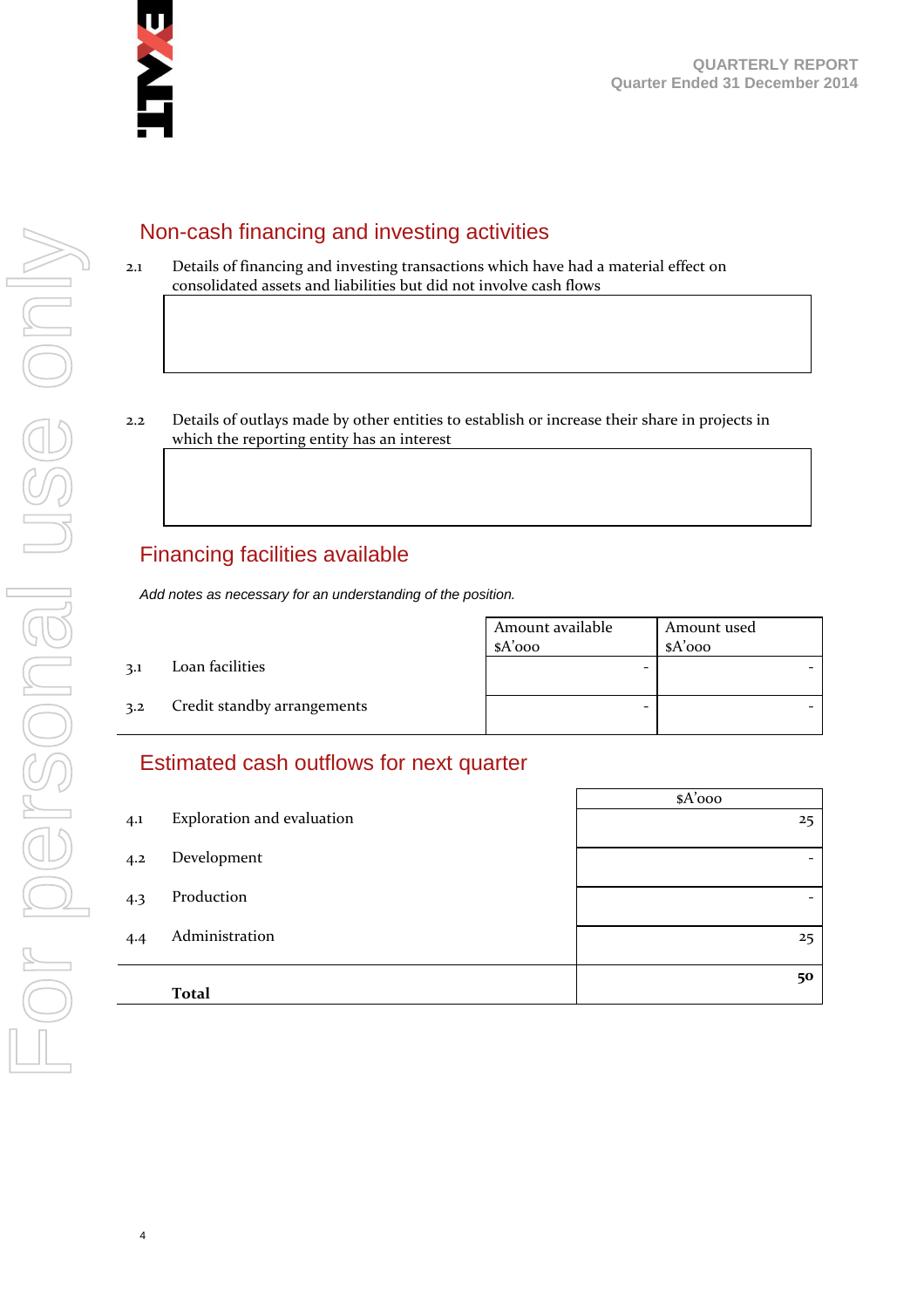## Non-cash financing and investing activities

2.1 Details of financing and investing transactions which have had a material effect on consolidated assets and liabilities but did not involve cash flows

2.2 Details of outlays made by other entities to establish or increase their share in projects in which the reporting entity has an interest

## Financing facilities available

*Add notes as necessary for an understanding of the position.*

| | | Amount available $A'000 | Amount used $A'000 |
|---|---|---|---|
| 3.1 | Loan facilities | - | - |
| 3.2 | Credit standby arrangements | - | - |

## Estimated cash outflows for next quarter

| | | $A'000 |
|---|---|---|
| 4.1 | Exploration and evaluation | 25 |
| 4.2 | Development | - |
| 4.3 | Production | - |
| 4.4 | Administration | 25 |
| | **Total** | **50** |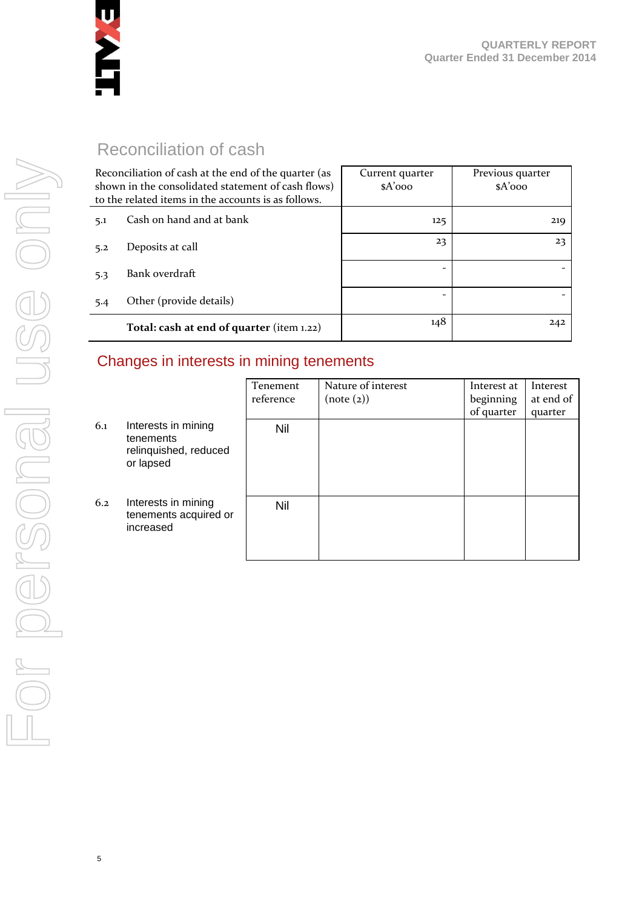## Reconciliation of cash

| Reconciliation of cash at the end of the quarter (as shown in the consolidated statement of cash flows) to the related items in the accounts is as follows. | | Current quarter $A'000 | Previous quarter $A'000 |
|---|---|---|---|
| 5.1 | Cash on hand and at bank | 125 | 219 |
| 5.2 | Deposits at call | 23 | 23 |
| 5.3 | Bank overdraft | - | - |
| 5.4 | Other (provide details) | - | - |
| | **Total: cash at end of quarter** (item 1.22) | 148 | 242 |

## Changes in interests in mining tenements

| | | Tenement reference | Nature of interest (note (2)) | Interest at beginning of quarter | Interest at end of quarter |
|---|---|---|---|---|---|
| 6.1 | Interests in mining tenements relinquished, reduced or lapsed | Nil | | | |
| 6.2 | Interests in mining tenements acquired or increased | Nil | | | |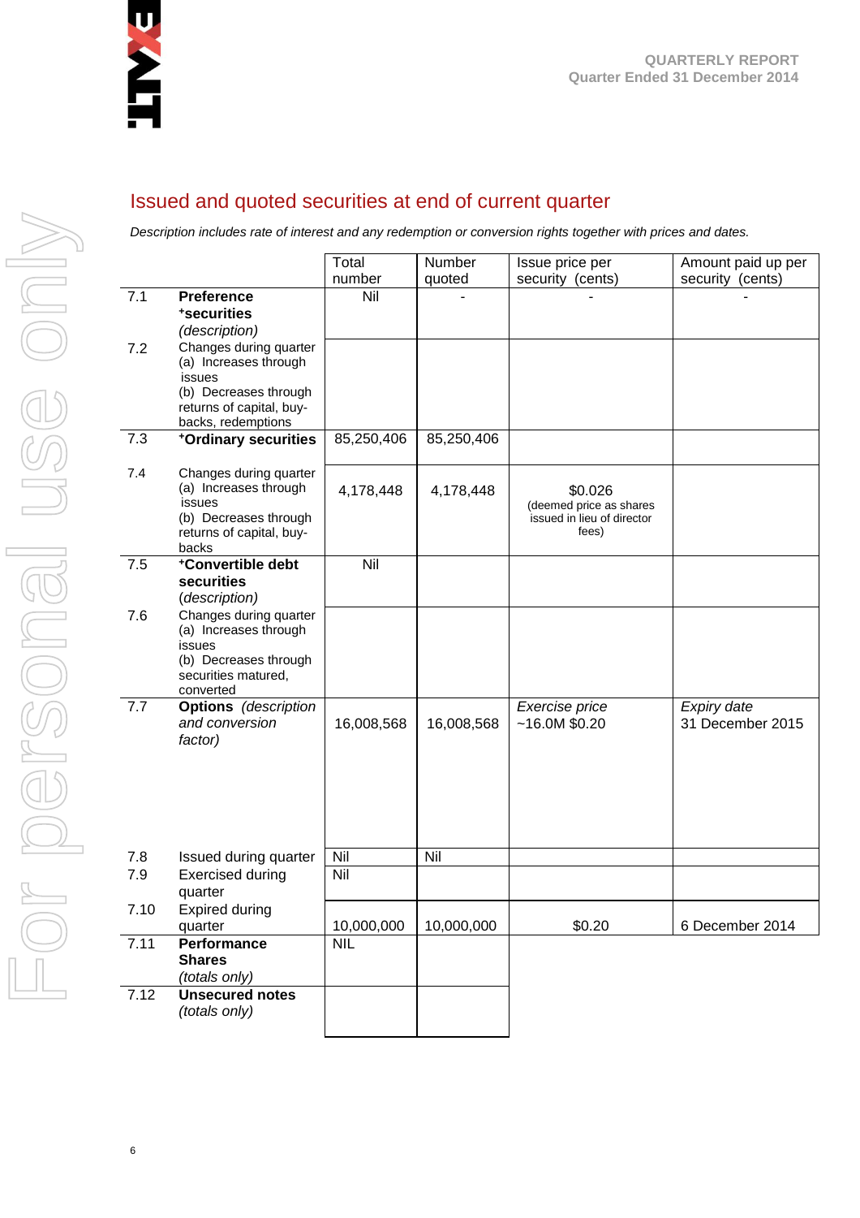## Issued and quoted securities at end of current quarter

*Description includes rate of interest and any redemption or conversion rights together with prices and dates.*

| | | Total number | Number quoted | Issue price per security (cents) | Amount paid up per security (cents) |
|---|---|---|---|---|---|
| 7.1 | **Preference +securities** *(description)* | Nil | - | - | - |
| 7.2 | Changes during quarter (a) Increases through issues (b) Decreases through returns of capital, buy-backs, redemptions | | | | |
| 7.3 | **+Ordinary securities** | 85,250,406 | 85,250,406 | | |
| 7.4 | Changes during quarter (a) Increases through issues (b) Decreases through returns of capital, buy-backs | 4,178,448 | 4,178,448 | $0.026 (deemed price as shares issued in lieu of director fees) | |
| 7.5 | **+Convertible debt securities** (*description*) | Nil | | | |
| 7.6 | Changes during quarter (a) Increases through issues (b) Decreases through securities matured, converted | | | | |
| 7.7 | **Options** *(description and conversion factor)* | 16,008,568 | 16,008,568 | *Exercise price* ~16.0M $0.20 | *Expiry date* 31 December 2015 |
| 7.8 | Issued during quarter | Nil | Nil | | |
| 7.9 | Exercised during quarter | Nil | | | |
| 7.10 | Expired during quarter | 10,000,000 | 10,000,000 | $0.20 | 6 December 2014 |
| 7.11 | **Performance Shares** *(totals only)* | NIL | | | |
| 7.12 | **Unsecured notes** *(totals only)* | | | | |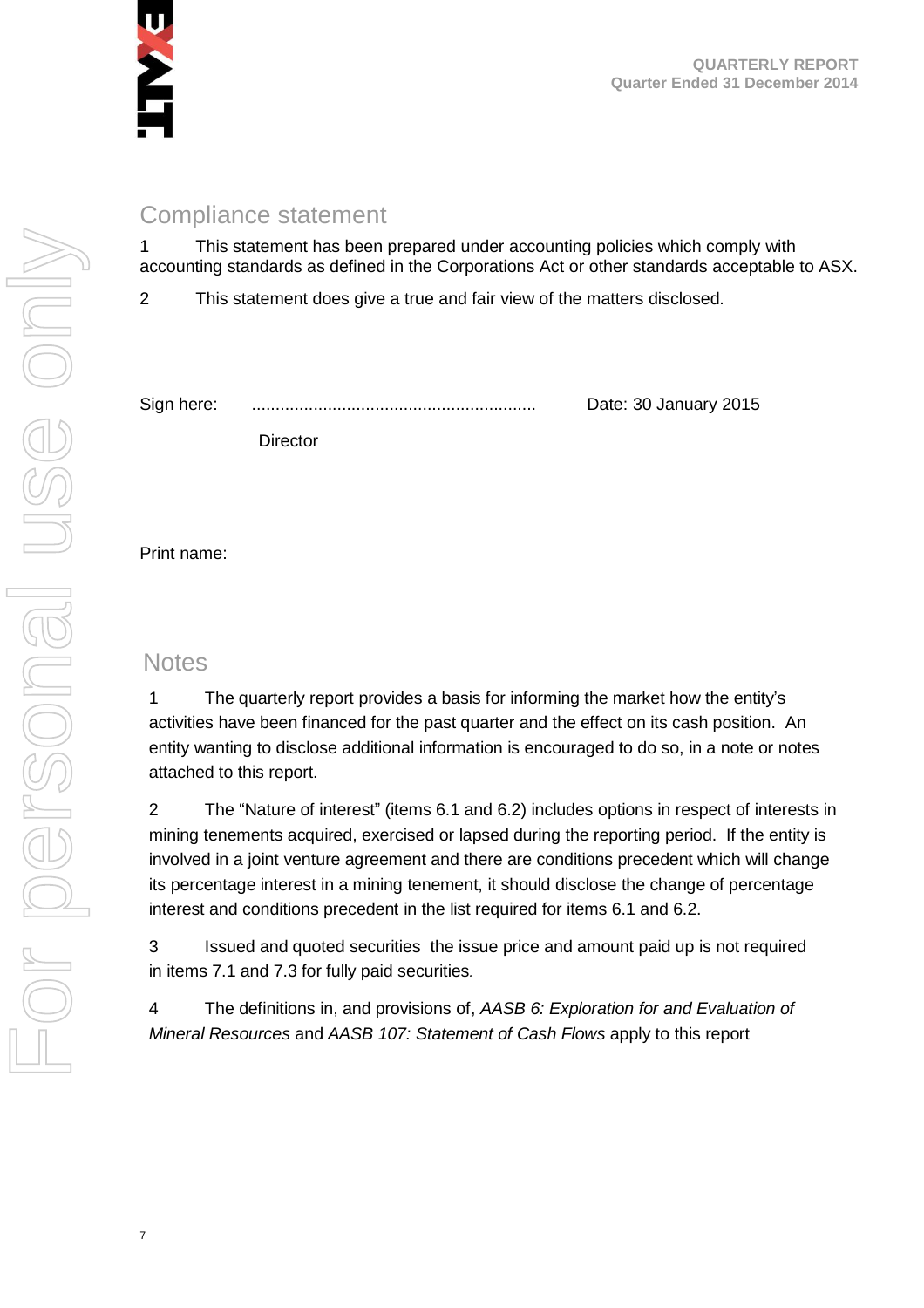## Compliance statement

1 This statement has been prepared under accounting policies which comply with accounting standards as defined in the Corporations Act or other standards acceptable to ASX.

2 This statement does give a true and fair view of the matters disclosed.

Sign here: ............................................................ Date: 30 January 2015

Director

Print name:

## Notes

1 The quarterly report provides a basis for informing the market how the entity's activities have been financed for the past quarter and the effect on its cash position. An entity wanting to disclose additional information is encouraged to do so, in a note or notes attached to this report.

2 The "Nature of interest" (items 6.1 and 6.2) includes options in respect of interests in mining tenements acquired, exercised or lapsed during the reporting period. If the entity is involved in a joint venture agreement and there are conditions precedent which will change its percentage interest in a mining tenement, it should disclose the change of percentage interest and conditions precedent in the list required for items 6.1 and 6.2.

3 Issued and quoted securities the issue price and amount paid up is not required in items 7.1 and 7.3 for fully paid securities.

4 The definitions in, and provisions of, *AASB 6: Exploration for and Evaluation of Mineral Resources* and *AASB 107: Statement of Cash Flows* apply to this report